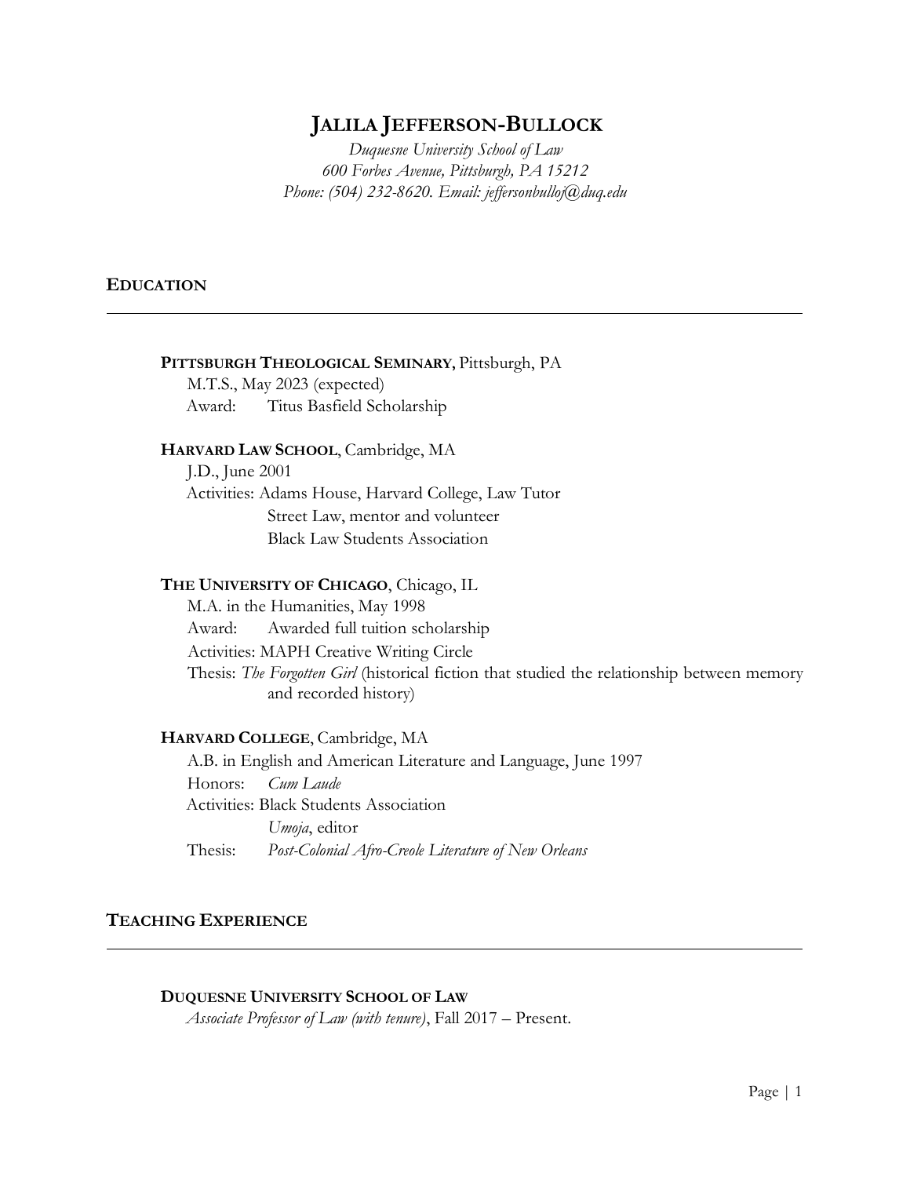# JALILA JEFFERSON-BULLOCK

*Duquesne University School of Law*
*600 Forbes Avenue, Pittsburgh, PA 15212*
*Phone: (504) 232-8620. Email: jeffersonbulloj@duq.edu*

## EDUCATION

**PITTSBURGH THEOLOGICAL SEMINARY,** Pittsburgh, PA
M.T.S., May 2023 (expected)
Award: Titus Basfield Scholarship

**HARVARD LAW SCHOOL**, Cambridge, MA
J.D., June 2001
Activities: Adams House, Harvard College, Law Tutor
Street Law, mentor and volunteer
Black Law Students Association

**THE UNIVERSITY OF CHICAGO**, Chicago, IL
M.A. in the Humanities, May 1998
Award: Awarded full tuition scholarship
Activities: MAPH Creative Writing Circle
Thesis: *The Forgotten Girl* (historical fiction that studied the relationship between memory and recorded history)

**HARVARD COLLEGE**, Cambridge, MA
A.B. in English and American Literature and Language, June 1997
Honors: *Cum Laude*
Activities: Black Students Association
*Umoja*, editor
Thesis: *Post-Colonial Afro-Creole Literature of New Orleans*

## TEACHING EXPERIENCE

**DUQUESNE UNIVERSITY SCHOOL OF LAW**
*Associate Professor of Law (with tenure)*, Fall 2017 – Present.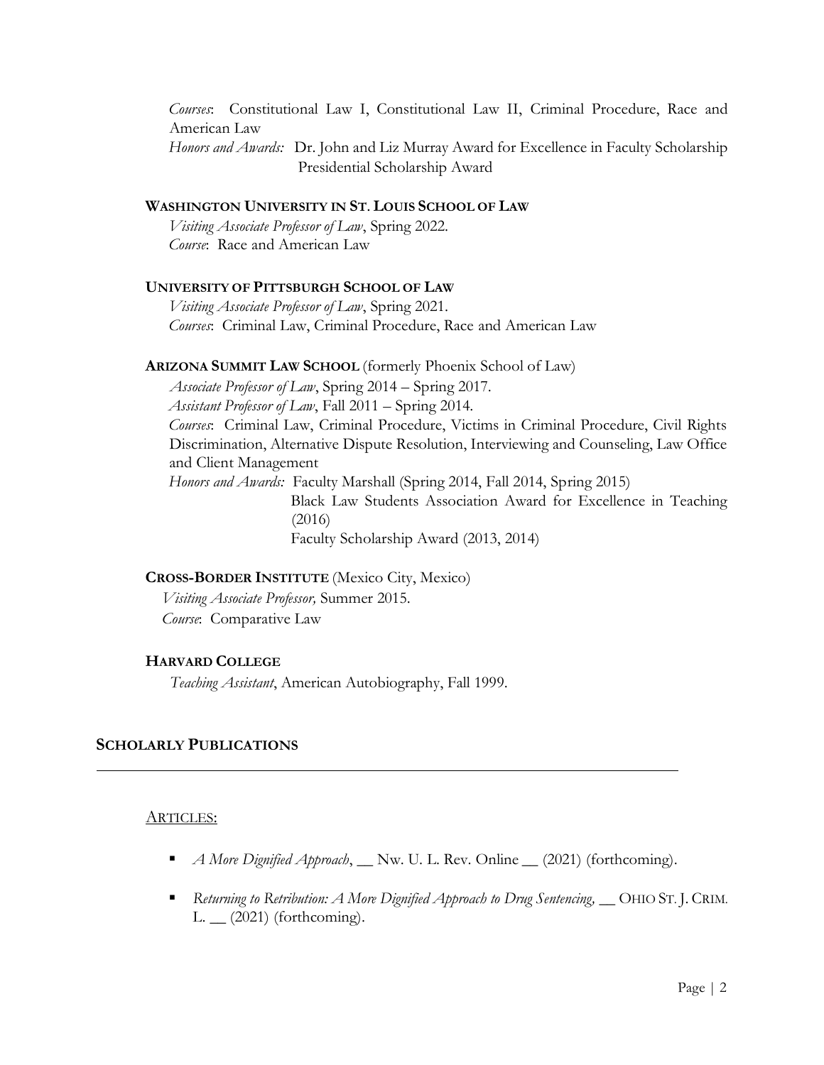*Courses*: Constitutional Law I, Constitutional Law II, Criminal Procedure, Race and American Law
*Honors and Awards:* Dr. John and Liz Murray Award for Excellence in Faculty Scholarship
Presidential Scholarship Award

**WASHINGTON UNIVERSITY IN ST. LOUIS SCHOOL OF LAW**
*Visiting Associate Professor of Law*, Spring 2022.
*Course*: Race and American Law

**UNIVERSITY OF PITTSBURGH SCHOOL OF LAW**
*Visiting Associate Professor of Law*, Spring 2021.
*Courses*: Criminal Law, Criminal Procedure, Race and American Law

**ARIZONA SUMMIT LAW SCHOOL** (formerly Phoenix School of Law)
*Associate Professor of Law*, Spring 2014 – Spring 2017.
*Assistant Professor of Law*, Fall 2011 – Spring 2014.
*Courses*: Criminal Law, Criminal Procedure, Victims in Criminal Procedure, Civil Rights Discrimination, Alternative Dispute Resolution, Interviewing and Counseling, Law Office and Client Management
*Honors and Awards:* Faculty Marshall (Spring 2014, Fall 2014, Spring 2015)
Black Law Students Association Award for Excellence in Teaching (2016)
Faculty Scholarship Award (2013, 2014)

**CROSS-BORDER INSTITUTE** (Mexico City, Mexico)
*Visiting Associate Professor,* Summer 2015.
*Course*: Comparative Law

**HARVARD COLLEGE**
*Teaching Assistant*, American Autobiography, Fall 1999.

## SCHOLARLY PUBLICATIONS

ARTICLES:

- *A More Dignified Approach*, __ Nw. U. L. Rev. Online __ (2021) (forthcoming).
- *Returning to Retribution: A More Dignified Approach to Drug Sentencing,* __ OHIO ST. J. CRIM. L. __ (2021) (forthcoming).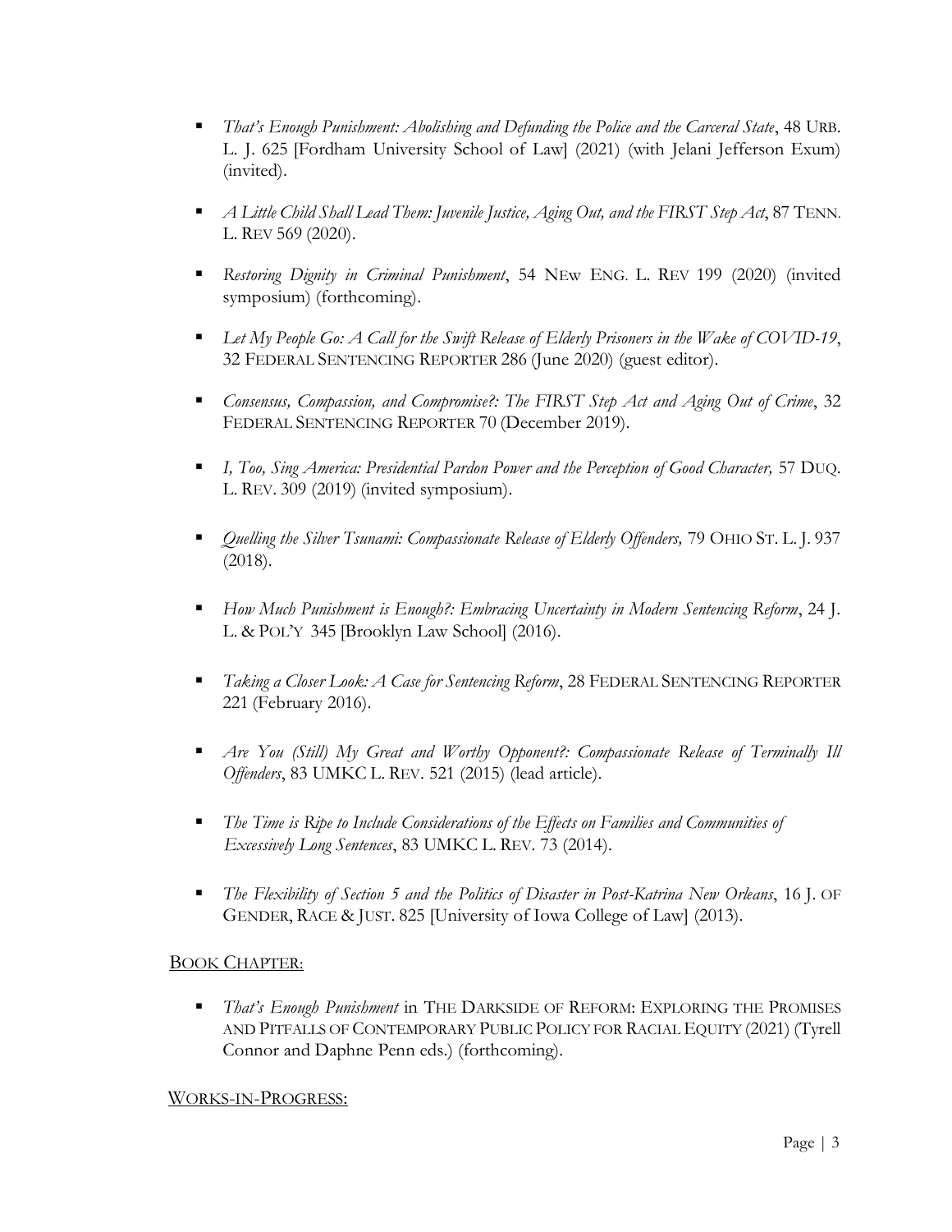- *That's Enough Punishment: Abolishing and Defunding the Police and the Carceral State*, 48 URB. L. J. 625 [Fordham University School of Law] (2021) (with Jelani Jefferson Exum) (invited).

- *A Little Child Shall Lead Them: Juvenile Justice, Aging Out, and the FIRST Step Act*, 87 TENN. L. REV 569 (2020).

- *Restoring Dignity in Criminal Punishment*, 54 NEW ENG. L. REV 199 (2020) (invited symposium) (forthcoming).

- *Let My People Go: A Call for the Swift Release of Elderly Prisoners in the Wake of COVID-19*, 32 FEDERAL SENTENCING REPORTER 286 (June 2020) (guest editor).

- *Consensus, Compassion, and Compromise?: The FIRST Step Act and Aging Out of Crime*, 32 FEDERAL SENTENCING REPORTER 70 (December 2019).

- *I, Too, Sing America: Presidential Pardon Power and the Perception of Good Character,* 57 DUQ. L. REV. 309 (2019) (invited symposium).

- *Quelling the Silver Tsunami: Compassionate Release of Elderly Offenders,* 79 OHIO ST. L. J. 937 (2018).

- *How Much Punishment is Enough?: Embracing Uncertainty in Modern Sentencing Reform*, 24 J. L. & POL'Y 345 [Brooklyn Law School] (2016).

- *Taking a Closer Look: A Case for Sentencing Reform*, 28 FEDERAL SENTENCING REPORTER 221 (February 2016).

- *Are You (Still) My Great and Worthy Opponent?: Compassionate Release of Terminally Ill Offenders*, 83 UMKC L. REV. 521 (2015) (lead article).

- *The Time is Ripe to Include Considerations of the Effects on Families and Communities of Excessively Long Sentences*, 83 UMKC L. REV. 73 (2014).

- *The Flexibility of Section 5 and the Politics of Disaster in Post-Katrina New Orleans*, 16 J. OF GENDER, RACE & JUST. 825 [University of Iowa College of Law] (2013).

BOOK CHAPTER:

- *That's Enough Punishment* in THE DARKSIDE OF REFORM: EXPLORING THE PROMISES AND PITFALLS OF CONTEMPORARY PUBLIC POLICY FOR RACIAL EQUITY (2021) (Tyrell Connor and Daphne Penn eds.) (forthcoming).

WORKS-IN-PROGRESS: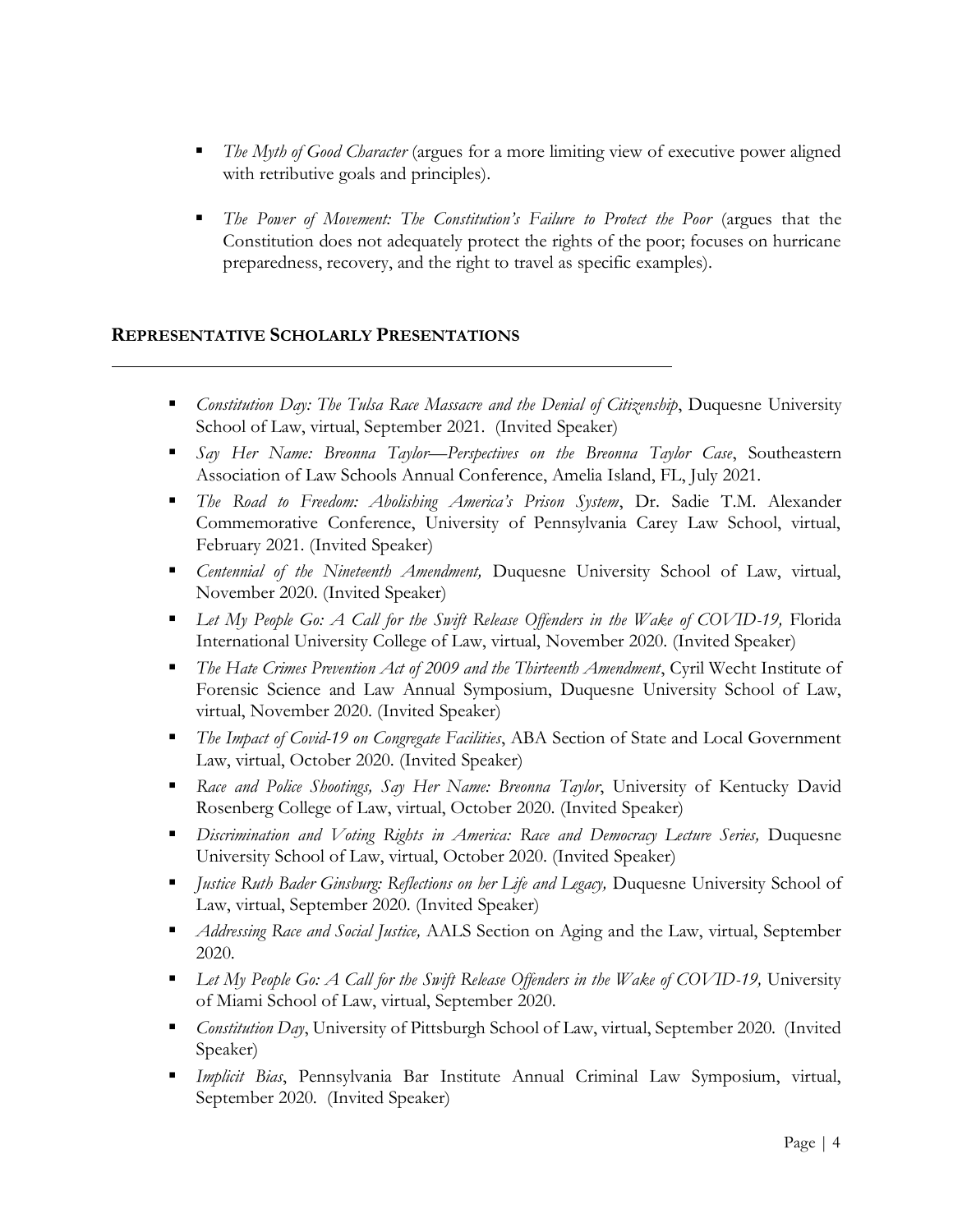- *The Myth of Good Character* (argues for a more limiting view of executive power aligned with retributive goals and principles).

- *The Power of Movement: The Constitution's Failure to Protect the Poor* (argues that the Constitution does not adequately protect the rights of the poor; focuses on hurricane preparedness, recovery, and the right to travel as specific examples).

## **REPRESENTATIVE SCHOLARLY PRESENTATIONS**

- *Constitution Day: The Tulsa Race Massacre and the Denial of Citizenship*, Duquesne University School of Law, virtual, September 2021. (Invited Speaker)
- *Say Her Name: Breonna Taylor—Perspectives on the Breonna Taylor Case*, Southeastern Association of Law Schools Annual Conference, Amelia Island, FL, July 2021.
- *The Road to Freedom: Abolishing America's Prison System*, Dr. Sadie T.M. Alexander Commemorative Conference, University of Pennsylvania Carey Law School, virtual, February 2021. (Invited Speaker)
- *Centennial of the Nineteenth Amendment,* Duquesne University School of Law, virtual, November 2020. (Invited Speaker)
- *Let My People Go: A Call for the Swift Release Offenders in the Wake of COVID-19,* Florida International University College of Law, virtual, November 2020. (Invited Speaker)
- *The Hate Crimes Prevention Act of 2009 and the Thirteenth Amendment*, Cyril Wecht Institute of Forensic Science and Law Annual Symposium, Duquesne University School of Law, virtual, November 2020. (Invited Speaker)
- *The Impact of Covid-19 on Congregate Facilities*, ABA Section of State and Local Government Law, virtual, October 2020. (Invited Speaker)
- *Race and Police Shootings, Say Her Name: Breonna Taylor*, University of Kentucky David Rosenberg College of Law, virtual, October 2020. (Invited Speaker)
- *Discrimination and Voting Rights in America: Race and Democracy Lecture Series,* Duquesne University School of Law, virtual, October 2020. (Invited Speaker)
- *Justice Ruth Bader Ginsburg: Reflections on her Life and Legacy,* Duquesne University School of Law, virtual, September 2020. (Invited Speaker)
- *Addressing Race and Social Justice,* AALS Section on Aging and the Law, virtual, September 2020.
- *Let My People Go: A Call for the Swift Release Offenders in the Wake of COVID-19,* University of Miami School of Law, virtual, September 2020.
- *Constitution Day*, University of Pittsburgh School of Law, virtual, September 2020. (Invited Speaker)
- *Implicit Bias*, Pennsylvania Bar Institute Annual Criminal Law Symposium, virtual, September 2020. (Invited Speaker)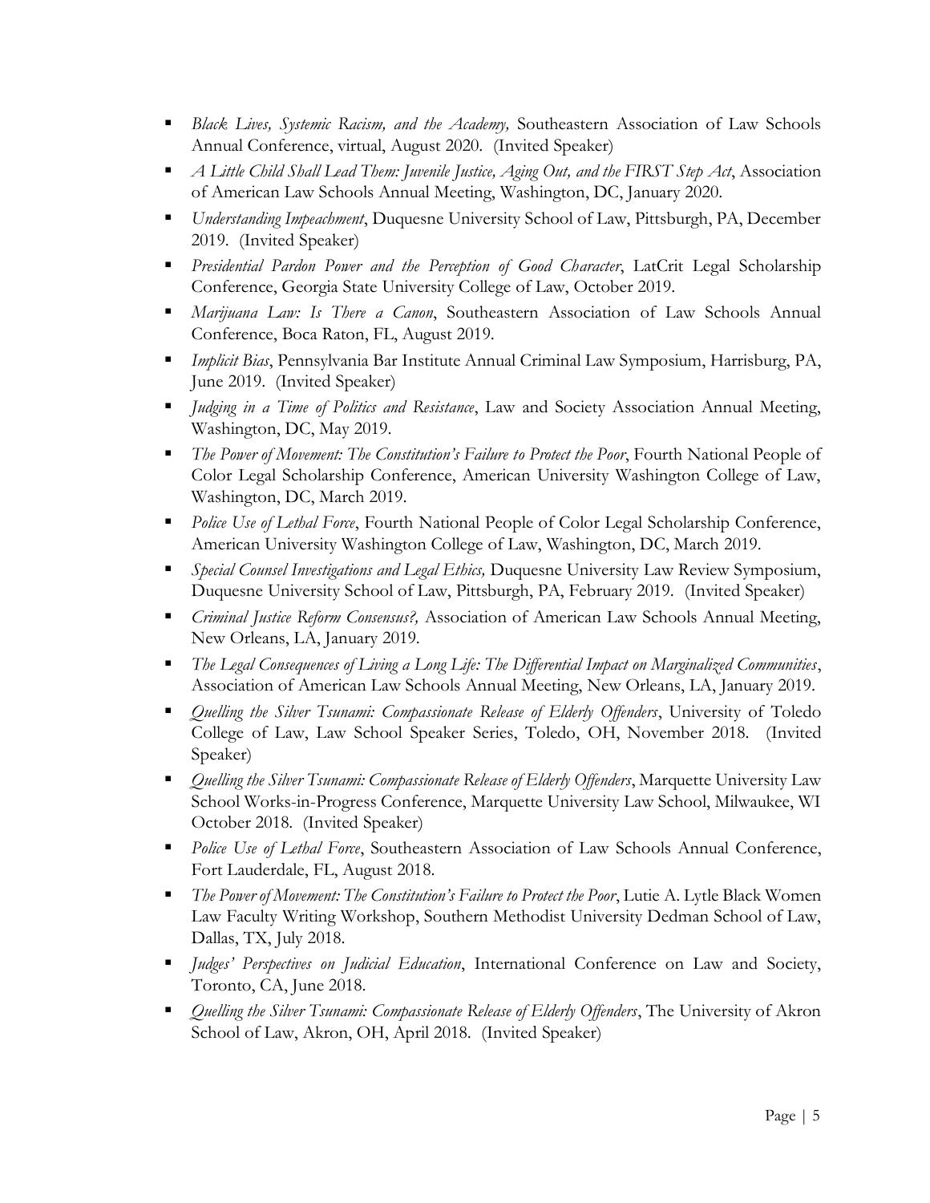- *Black Lives, Systemic Racism, and the Academy,* Southeastern Association of Law Schools Annual Conference, virtual, August 2020. (Invited Speaker)
- *A Little Child Shall Lead Them: Juvenile Justice, Aging Out, and the FIRST Step Act*, Association of American Law Schools Annual Meeting, Washington, DC, January 2020.
- *Understanding Impeachment*, Duquesne University School of Law, Pittsburgh, PA, December 2019. (Invited Speaker)
- *Presidential Pardon Power and the Perception of Good Character*, LatCrit Legal Scholarship Conference, Georgia State University College of Law, October 2019.
- *Marijuana Law: Is There a Canon*, Southeastern Association of Law Schools Annual Conference, Boca Raton, FL, August 2019.
- *Implicit Bias*, Pennsylvania Bar Institute Annual Criminal Law Symposium, Harrisburg, PA, June 2019. (Invited Speaker)
- *Judging in a Time of Politics and Resistance*, Law and Society Association Annual Meeting, Washington, DC, May 2019.
- *The Power of Movement: The Constitution's Failure to Protect the Poor*, Fourth National People of Color Legal Scholarship Conference, American University Washington College of Law, Washington, DC, March 2019.
- *Police Use of Lethal Force*, Fourth National People of Color Legal Scholarship Conference, American University Washington College of Law, Washington, DC, March 2019.
- *Special Counsel Investigations and Legal Ethics,* Duquesne University Law Review Symposium, Duquesne University School of Law, Pittsburgh, PA, February 2019. (Invited Speaker)
- *Criminal Justice Reform Consensus?,* Association of American Law Schools Annual Meeting, New Orleans, LA, January 2019.
- *The Legal Consequences of Living a Long Life: The Differential Impact on Marginalized Communities*, Association of American Law Schools Annual Meeting, New Orleans, LA, January 2019.
- *Quelling the Silver Tsunami: Compassionate Release of Elderly Offenders*, University of Toledo College of Law, Law School Speaker Series, Toledo, OH, November 2018. (Invited Speaker)
- *Quelling the Silver Tsunami: Compassionate Release of Elderly Offenders*, Marquette University Law School Works-in-Progress Conference, Marquette University Law School, Milwaukee, WI October 2018. (Invited Speaker)
- *Police Use of Lethal Force*, Southeastern Association of Law Schools Annual Conference, Fort Lauderdale, FL, August 2018.
- *The Power of Movement: The Constitution's Failure to Protect the Poor*, Lutie A. Lytle Black Women Law Faculty Writing Workshop, Southern Methodist University Dedman School of Law, Dallas, TX, July 2018.
- *Judges' Perspectives on Judicial Education*, International Conference on Law and Society, Toronto, CA, June 2018.
- *Quelling the Silver Tsunami: Compassionate Release of Elderly Offenders*, The University of Akron School of Law, Akron, OH, April 2018. (Invited Speaker)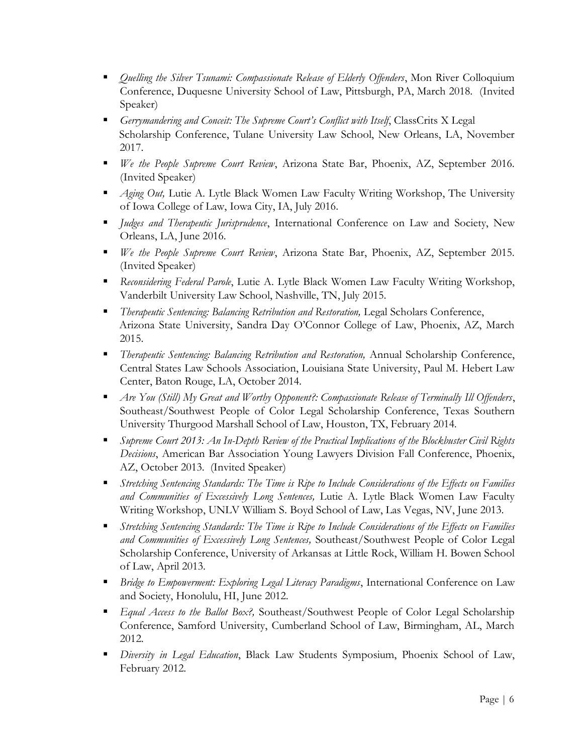- *Quelling the Silver Tsunami: Compassionate Release of Elderly Offenders*, Mon River Colloquium Conference, Duquesne University School of Law, Pittsburgh, PA, March 2018. (Invited Speaker)
- *Gerrymandering and Conceit: The Supreme Court's Conflict with Itself*, ClassCrits X Legal Scholarship Conference, Tulane University Law School, New Orleans, LA, November 2017.
- *We the People Supreme Court Review*, Arizona State Bar, Phoenix, AZ, September 2016. (Invited Speaker)
- *Aging Out,* Lutie A. Lytle Black Women Law Faculty Writing Workshop, The University of Iowa College of Law, Iowa City, IA, July 2016.
- *Judges and Therapeutic Jurisprudence*, International Conference on Law and Society, New Orleans, LA, June 2016.
- *We the People Supreme Court Review*, Arizona State Bar, Phoenix, AZ, September 2015. (Invited Speaker)
- *Reconsidering Federal Parole*, Lutie A. Lytle Black Women Law Faculty Writing Workshop, Vanderbilt University Law School, Nashville, TN, July 2015.
- *Therapeutic Sentencing: Balancing Retribution and Restoration,* Legal Scholars Conference, Arizona State University, Sandra Day O'Connor College of Law, Phoenix, AZ, March 2015.
- *Therapeutic Sentencing: Balancing Retribution and Restoration,* Annual Scholarship Conference, Central States Law Schools Association, Louisiana State University, Paul M. Hebert Law Center, Baton Rouge, LA, October 2014.
- *Are You (Still) My Great and Worthy Opponent?: Compassionate Release of Terminally Ill Offenders*, Southeast/Southwest People of Color Legal Scholarship Conference, Texas Southern University Thurgood Marshall School of Law, Houston, TX, February 2014.
- *Supreme Court 2013: An In-Depth Review of the Practical Implications of the Blockbuster Civil Rights Decisions*, American Bar Association Young Lawyers Division Fall Conference, Phoenix, AZ, October 2013. (Invited Speaker)
- *Stretching Sentencing Standards: The Time is Ripe to Include Considerations of the Effects on Families and Communities of Excessively Long Sentences,* Lutie A. Lytle Black Women Law Faculty Writing Workshop, UNLV William S. Boyd School of Law, Las Vegas, NV, June 2013.
- *Stretching Sentencing Standards: The Time is Ripe to Include Considerations of the Effects on Families and Communities of Excessively Long Sentences,* Southeast/Southwest People of Color Legal Scholarship Conference, University of Arkansas at Little Rock, William H. Bowen School of Law, April 2013.
- *Bridge to Empowerment: Exploring Legal Literacy Paradigms*, International Conference on Law and Society, Honolulu, HI, June 2012.
- *Equal Access to the Ballot Box?,* Southeast/Southwest People of Color Legal Scholarship Conference, Samford University, Cumberland School of Law, Birmingham, AL, March 2012.
- *Diversity in Legal Education*, Black Law Students Symposium, Phoenix School of Law, February 2012.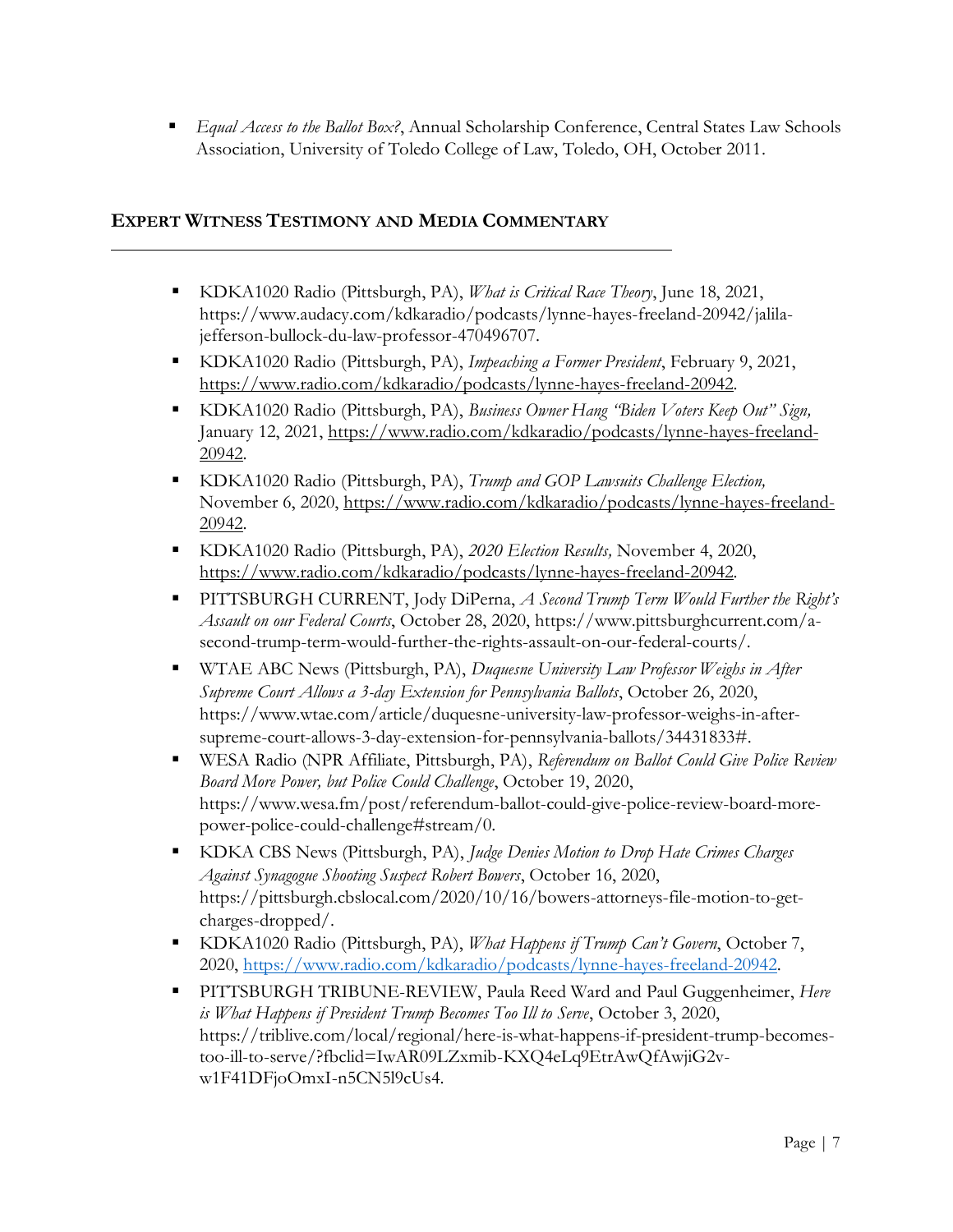- *Equal Access to the Ballot Box?*, Annual Scholarship Conference, Central States Law Schools Association, University of Toledo College of Law, Toledo, OH, October 2011.

## EXPERT WITNESS TESTIMONY AND MEDIA COMMENTARY

- KDKA1020 Radio (Pittsburgh, PA), *What is Critical Race Theory*, June 18, 2021, https://www.audacy.com/kdkaradio/podcasts/lynne-hayes-freeland-20942/jalila-jefferson-bullock-du-law-professor-470496707.
- KDKA1020 Radio (Pittsburgh, PA), *Impeaching a Former President*, February 9, 2021, https://www.radio.com/kdkaradio/podcasts/lynne-hayes-freeland-20942.
- KDKA1020 Radio (Pittsburgh, PA), *Business Owner Hang "Biden Voters Keep Out" Sign,* January 12, 2021, https://www.radio.com/kdkaradio/podcasts/lynne-hayes-freeland-20942.
- KDKA1020 Radio (Pittsburgh, PA), *Trump and GOP Lawsuits Challenge Election,* November 6, 2020, https://www.radio.com/kdkaradio/podcasts/lynne-hayes-freeland-20942.
- KDKA1020 Radio (Pittsburgh, PA), *2020 Election Results,* November 4, 2020, https://www.radio.com/kdkaradio/podcasts/lynne-hayes-freeland-20942.
- PITTSBURGH CURRENT, Jody DiPerna, *A Second Trump Term Would Further the Right's Assault on our Federal Courts*, October 28, 2020, https://www.pittsburghcurrent.com/a-second-trump-term-would-further-the-rights-assault-on-our-federal-courts/.
- WTAE ABC News (Pittsburgh, PA), *Duquesne University Law Professor Weighs in After Supreme Court Allows a 3-day Extension for Pennsylvania Ballots*, October 26, 2020, https://www.wtae.com/article/duquesne-university-law-professor-weighs-in-after-supreme-court-allows-3-day-extension-for-pennsylvania-ballots/34431833#.
- WESA Radio (NPR Affiliate, Pittsburgh, PA), *Referendum on Ballot Could Give Police Review Board More Power, but Police Could Challenge*, October 19, 2020, https://www.wesa.fm/post/referendum-ballot-could-give-police-review-board-more-power-police-could-challenge#stream/0.
- KDKA CBS News (Pittsburgh, PA), *Judge Denies Motion to Drop Hate Crimes Charges Against Synagogue Shooting Suspect Robert Bowers*, October 16, 2020, https://pittsburgh.cbslocal.com/2020/10/16/bowers-attorneys-file-motion-to-get-charges-dropped/.
- KDKA1020 Radio (Pittsburgh, PA), *What Happens if Trump Can't Govern*, October 7, 2020, https://www.radio.com/kdkaradio/podcasts/lynne-hayes-freeland-20942.
- PITTSBURGH TRIBUNE-REVIEW, Paula Reed Ward and Paul Guggenheimer, *Here is What Happens if President Trump Becomes Too Ill to Serve*, October 3, 2020, https://triblive.com/local/regional/here-is-what-happens-if-president-trump-becomes-too-ill-to-serve/?fbclid=IwAR09LZxmib-KXQ4eLq9EtrAwQfAwjiG2v-w1F41DFjoOmxI-n5CN5l9cUs4.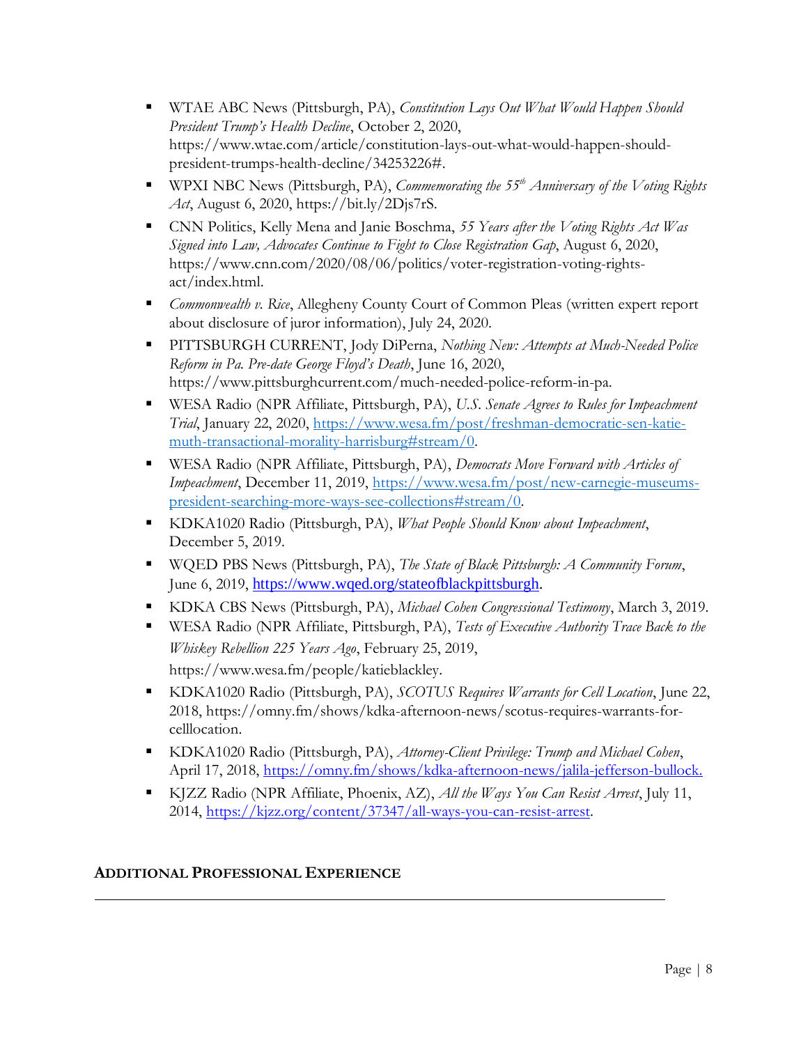- WTAE ABC News (Pittsburgh, PA), *Constitution Lays Out What Would Happen Should President Trump's Health Decline*, October 2, 2020, https://www.wtae.com/article/constitution-lays-out-what-would-happen-should-president-trumps-health-decline/34253226#.
- WPXI NBC News (Pittsburgh, PA), *Commemorating the 55th Anniversary of the Voting Rights Act*, August 6, 2020, https://bit.ly/2Djs7rS.
- CNN Politics, Kelly Mena and Janie Boschma, *55 Years after the Voting Rights Act Was Signed into Law, Advocates Continue to Fight to Close Registration Gap*, August 6, 2020, https://www.cnn.com/2020/08/06/politics/voter-registration-voting-rights-act/index.html.
- *Commonwealth v. Rice*, Allegheny County Court of Common Pleas (written expert report about disclosure of juror information), July 24, 2020.
- PITTSBURGH CURRENT, Jody DiPerna, *Nothing New: Attempts at Much-Needed Police Reform in Pa. Pre-date George Floyd's Death*, June 16, 2020, https://www.pittsburghcurrent.com/much-needed-police-reform-in-pa.
- WESA Radio (NPR Affiliate, Pittsburgh, PA), *U.S. Senate Agrees to Rules for Impeachment Trial*, January 22, 2020, https://www.wesa.fm/post/freshman-democratic-sen-katie-muth-transactional-morality-harrisburg#stream/0.
- WESA Radio (NPR Affiliate, Pittsburgh, PA), *Democrats Move Forward with Articles of Impeachment*, December 11, 2019, https://www.wesa.fm/post/new-carnegie-museums-president-searching-more-ways-see-collections#stream/0.
- KDKA1020 Radio (Pittsburgh, PA), *What People Should Know about Impeachment*, December 5, 2019.
- WQED PBS News (Pittsburgh, PA), *The State of Black Pittsburgh: A Community Forum*, June 6, 2019, https://www.wqed.org/stateofblackpittsburgh.
- KDKA CBS News (Pittsburgh, PA), *Michael Cohen Congressional Testimony*, March 3, 2019.
- WESA Radio (NPR Affiliate, Pittsburgh, PA), *Tests of Executive Authority Trace Back to the Whiskey Rebellion 225 Years Ago*, February 25, 2019, https://www.wesa.fm/people/katieblackley.
- KDKA1020 Radio (Pittsburgh, PA), *SCOTUS Requires Warrants for Cell Location*, June 22, 2018, https://omny.fm/shows/kdka-afternoon-news/scotus-requires-warrants-for-celllocation.
- KDKA1020 Radio (Pittsburgh, PA), *Attorney-Client Privilege: Trump and Michael Cohen*, April 17, 2018, https://omny.fm/shows/kdka-afternoon-news/jalila-jefferson-bullock.
- KJZZ Radio (NPR Affiliate, Phoenix, AZ), *All the Ways You Can Resist Arrest*, July 11, 2014, https://kjzz.org/content/37347/all-ways-you-can-resist-arrest.

## ADDITIONAL PROFESSIONAL EXPERIENCE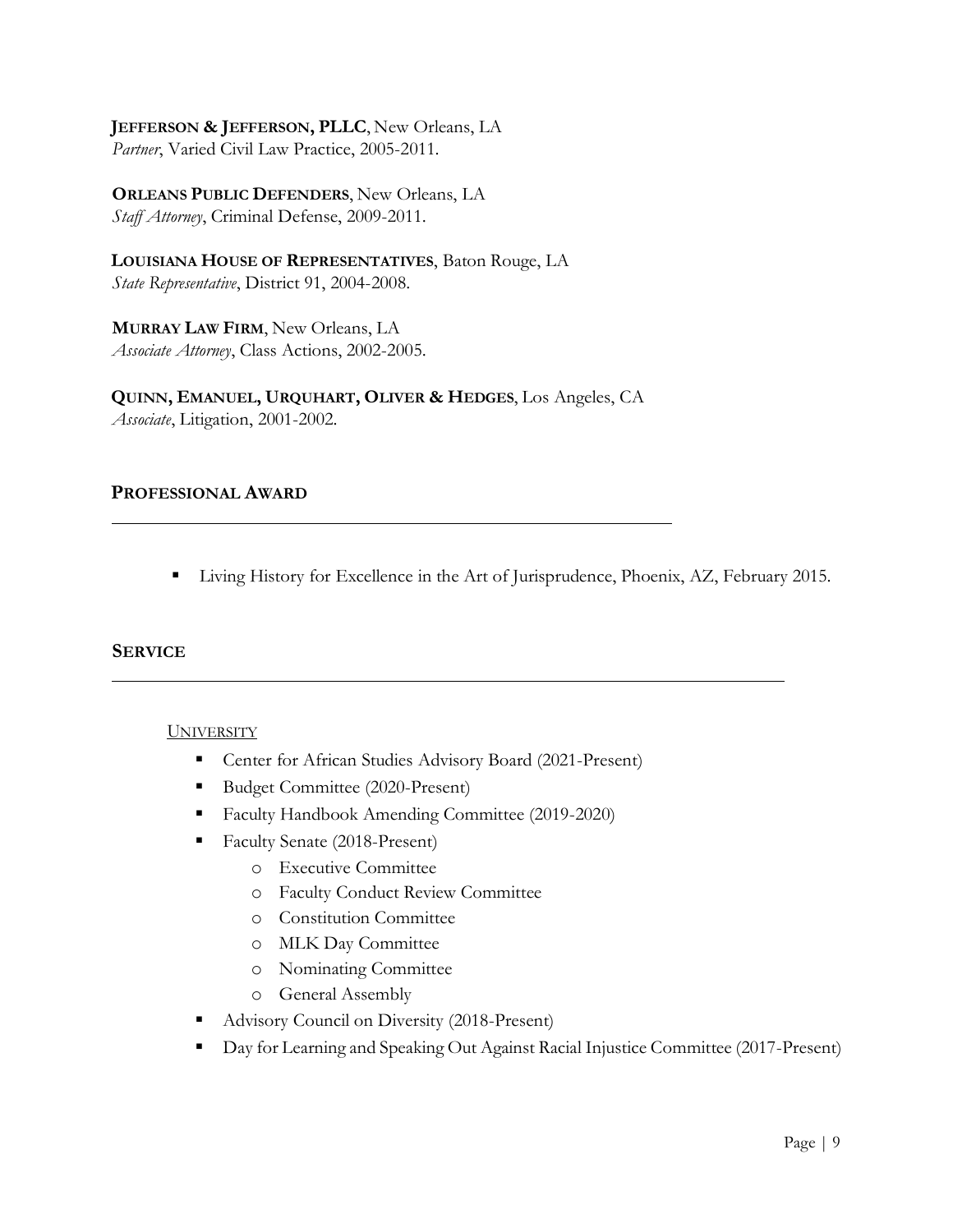**JEFFERSON & JEFFERSON, PLLC**, New Orleans, LA
*Partner*, Varied Civil Law Practice, 2005-2011.

**ORLEANS PUBLIC DEFENDERS**, New Orleans, LA
*Staff Attorney*, Criminal Defense, 2009-2011.

**LOUISIANA HOUSE OF REPRESENTATIVES**, Baton Rouge, LA
*State Representative*, District 91, 2004-2008.

**MURRAY LAW FIRM**, New Orleans, LA
*Associate Attorney*, Class Actions, 2002-2005.

**QUINN, EMANUEL, URQUHART, OLIVER & HEDGES**, Los Angeles, CA
*Associate*, Litigation, 2001-2002.

## PROFESSIONAL AWARD

- Living History for Excellence in the Art of Jurisprudence, Phoenix, AZ, February 2015.

## SERVICE

UNIVERSITY

- Center for African Studies Advisory Board (2021-Present)
- Budget Committee (2020-Present)
- Faculty Handbook Amending Committee (2019-2020)
- Faculty Senate (2018-Present)
    - Executive Committee
    - Faculty Conduct Review Committee
    - Constitution Committee
    - MLK Day Committee
    - Nominating Committee
    - General Assembly
- Advisory Council on Diversity (2018-Present)
- Day for Learning and Speaking Out Against Racial Injustice Committee (2017-Present)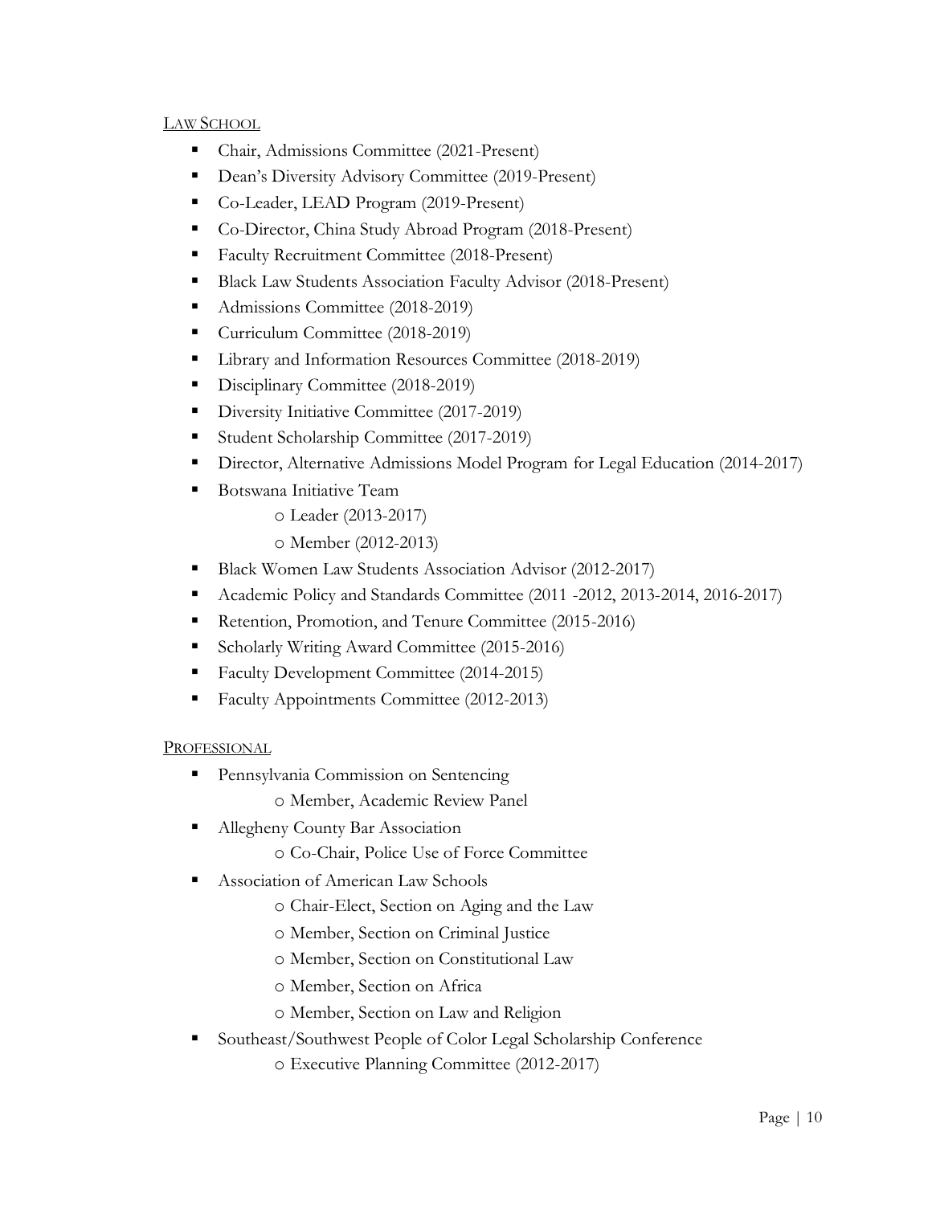LAW SCHOOL

- Chair, Admissions Committee (2021-Present)
- Dean's Diversity Advisory Committee (2019-Present)
- Co-Leader, LEAD Program (2019-Present)
- Co-Director, China Study Abroad Program (2018-Present)
- Faculty Recruitment Committee (2018-Present)
- Black Law Students Association Faculty Advisor (2018-Present)
- Admissions Committee (2018-2019)
- Curriculum Committee (2018-2019)
- Library and Information Resources Committee (2018-2019)
- Disciplinary Committee (2018-2019)
- Diversity Initiative Committee (2017-2019)
- Student Scholarship Committee (2017-2019)
- Director, Alternative Admissions Model Program for Legal Education (2014-2017)
- Botswana Initiative Team
  - Leader (2013-2017)
  - Member (2012-2013)
- Black Women Law Students Association Advisor (2012-2017)
- Academic Policy and Standards Committee (2011 -2012, 2013-2014, 2016-2017)
- Retention, Promotion, and Tenure Committee (2015-2016)
- Scholarly Writing Award Committee (2015-2016)
- Faculty Development Committee (2014-2015)
- Faculty Appointments Committee (2012-2013)

PROFESSIONAL

- Pennsylvania Commission on Sentencing
  - Member, Academic Review Panel
- Allegheny County Bar Association
  - Co-Chair, Police Use of Force Committee
- Association of American Law Schools
  - Chair-Elect, Section on Aging and the Law
  - Member, Section on Criminal Justice
  - Member, Section on Constitutional Law
  - Member, Section on Africa
  - Member, Section on Law and Religion
- Southeast/Southwest People of Color Legal Scholarship Conference
  - Executive Planning Committee (2012-2017)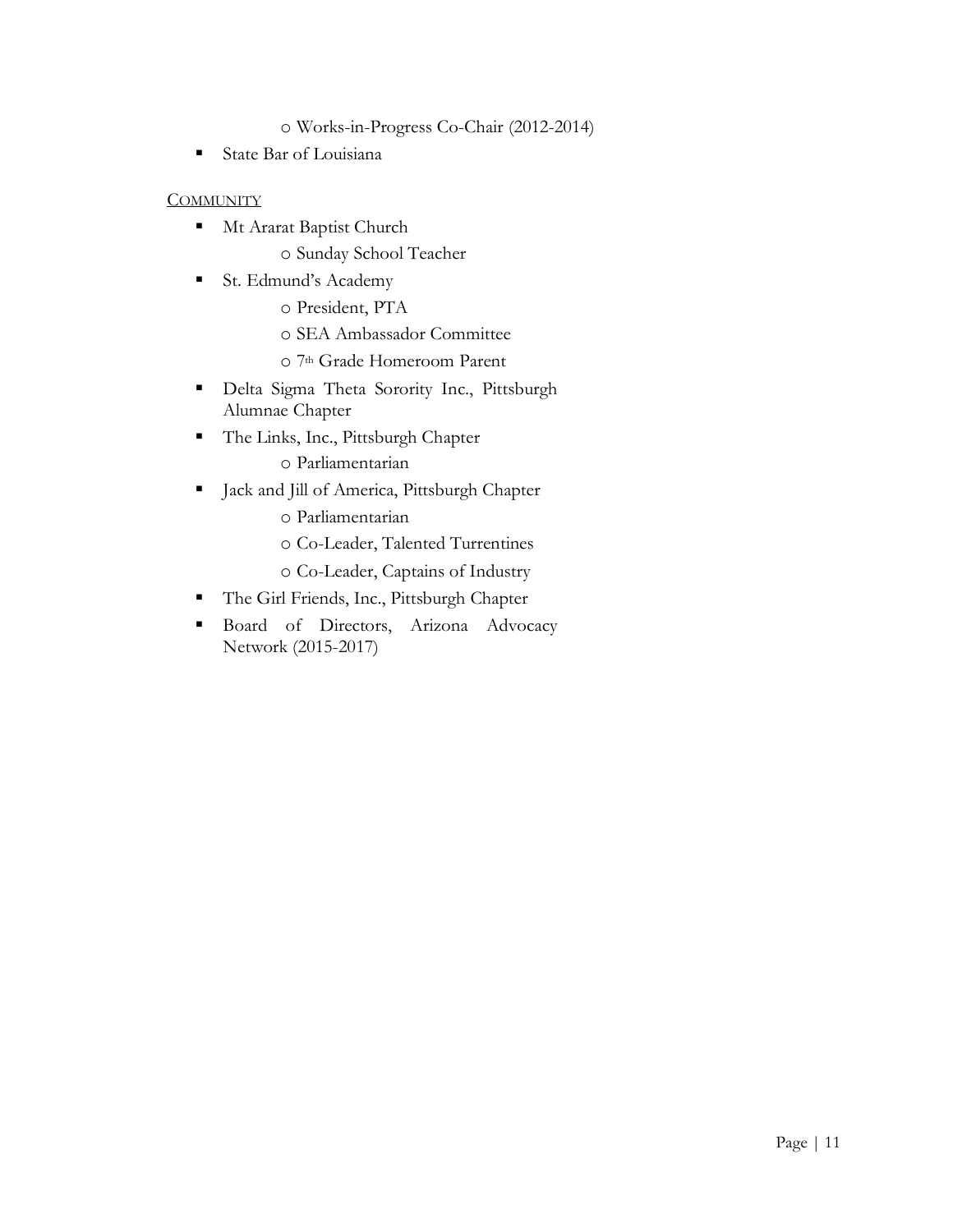- Works-in-Progress Co-Chair (2012-2014)

- State Bar of Louisiana

<u>COMMUNITY</u>

- Mt Ararat Baptist Church
    - Sunday School Teacher
- St. Edmund's Academy
    - President, PTA
    - SEA Ambassador Committee
    - 7th Grade Homeroom Parent
- Delta Sigma Theta Sorority Inc., Pittsburgh Alumnae Chapter
- The Links, Inc., Pittsburgh Chapter
    - Parliamentarian
- Jack and Jill of America, Pittsburgh Chapter
    - Parliamentarian
    - Co-Leader, Talented Turrentines
    - Co-Leader, Captains of Industry
- The Girl Friends, Inc., Pittsburgh Chapter
- Board of Directors, Arizona Advocacy Network (2015-2017)